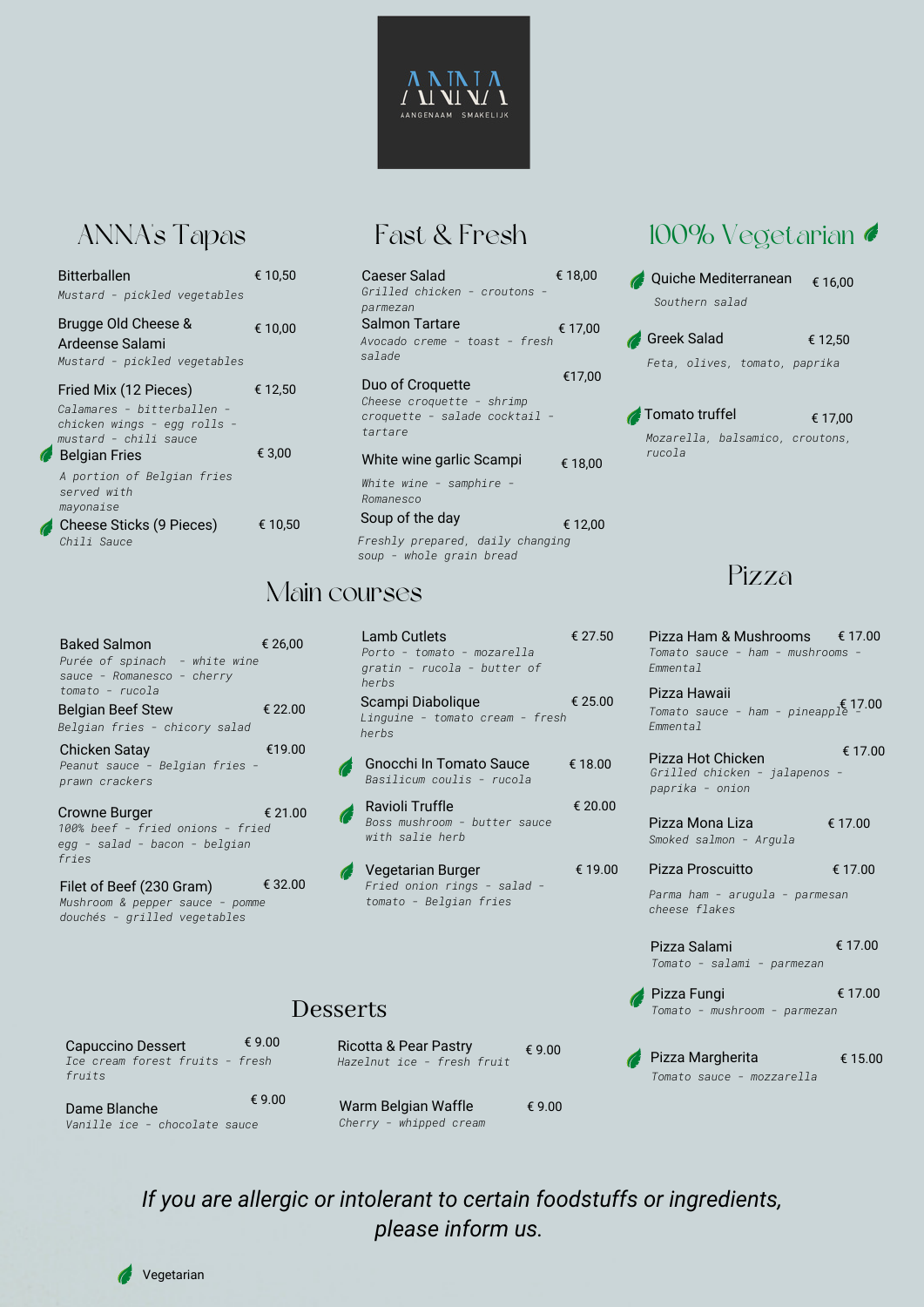# ANNA

AANGENAAM SMAKELIJK

## ANNA's Tapas

**Bitterballen** — € 10,50
*Mustard - pickled vegetables*

**Brugge Old Cheese & Ardeense Salami** — € 10,00
*Mustard - pickled vegetables*

**Fried Mix (12 Pieces)** — € 12,50
*Calamares - bitterballen - chicken wings - egg rolls - mustard - chili sauce*

🌿 **Belgian Fries** — € 3,00
*A portion of Belgian fries served with mayonaise*

🌿 **Cheese Sticks (9 Pieces)** — € 10,50
*Chili Sauce*

## Fast & Fresh

**Caeser Salad** — € 18,00
*Grilled chicken - croutons - parmezan*

**Salmon Tartare** — € 17,00
*Avocado creme - toast - fresh salade*

**Duo of Croquette** — €17,00
*Cheese croquette - shrimp croquette - salade cocktail - tartare*

**White wine garlic Scampi** — € 18,00
*White wine - samphire - Romanesco*

**Soup of the day** — € 12,00
*Freshly prepared, daily changing soup - whole grain bread*

## 100% Vegetarian 🌿

🌿 **Quiche Mediterranean** — € 16,00
*Southern salad*

🌿 **Greek Salad** — € 12,50
*Feta, olives, tomato, paprika*

🌿 **Tomato truffel** — € 17,00
*Mozarella, balsamico, croutons, rucola*

## Main courses

**Baked Salmon** — € 26,00
*Purée of spinach - white wine sauce - Romanesco - cherry tomato - rucola*

**Belgian Beef Stew** — € 22.00
*Belgian fries - chicory salad*

**Chicken Satay** — €19.00
*Peanut sauce - Belgian fries - prawn crackers*

**Crowne Burger** — € 21.00
*100% beef - fried onions - fried egg - salad - bacon - belgian fries*

**Filet of Beef (230 Gram)** — € 32.00
*Mushroom & pepper sauce - pomme douchés - grilled vegetables*

**Lamb Cutlets** — € 27.50
*Porto - tomato - mozarella gratin - rucola - butter of herbs*

**Scampi Diabolique** — € 25.00
*Linguine - tomato cream - fresh herbs*

🌿 **Gnocchi In Tomato Sauce** — € 18.00
*Basilicum coulis - rucola*

🌿 **Ravioli Truffle** — € 20.00
*Boss mushroom - butter sauce with salie herb*

🌿 **Vegetarian Burger** — € 19.00
*Fried onion rings - salad - tomato - Belgian fries*

## Pizza

**Pizza Ham & Mushrooms** — € 17.00
*Tomato sauce - ham - mushrooms - Emmental*

**Pizza Hawaii** — € 17.00
*Tomato sauce - ham - pineapple - Emmental*

**Pizza Hot Chicken** — € 17.00
*Grilled chicken - jalapenos - paprika - onion*

**Pizza Mona Liza** — € 17.00
*Smoked salmon - Argula*

**Pizza Proscuitto** — € 17.00
*Parma ham - arugula - parmesan cheese flakes*

**Pizza Salami** — € 17.00
*Tomato - salami - parmezan*

🌿 **Pizza Fungi** — € 17.00
*Tomato - mushroom - parmezan*

🌿 **Pizza Margherita** — € 15.00
*Tomato sauce - mozzarella*

## Desserts

**Capuccino Dessert** — € 9.00
*Ice cream forest fruits - fresh fruits*

**Dame Blanche** — € 9.00
*Vanille ice - chocolate sauce*

**Ricotta & Pear Pastry** — € 9.00
*Hazelnut ice - fresh fruit*

**Warm Belgian Waffle** — € 9.00
*Cherry - whipped cream*

*If you are allergic or intolerant to certain foodstuffs or ingredients, please inform us.*

🌿 Vegetarian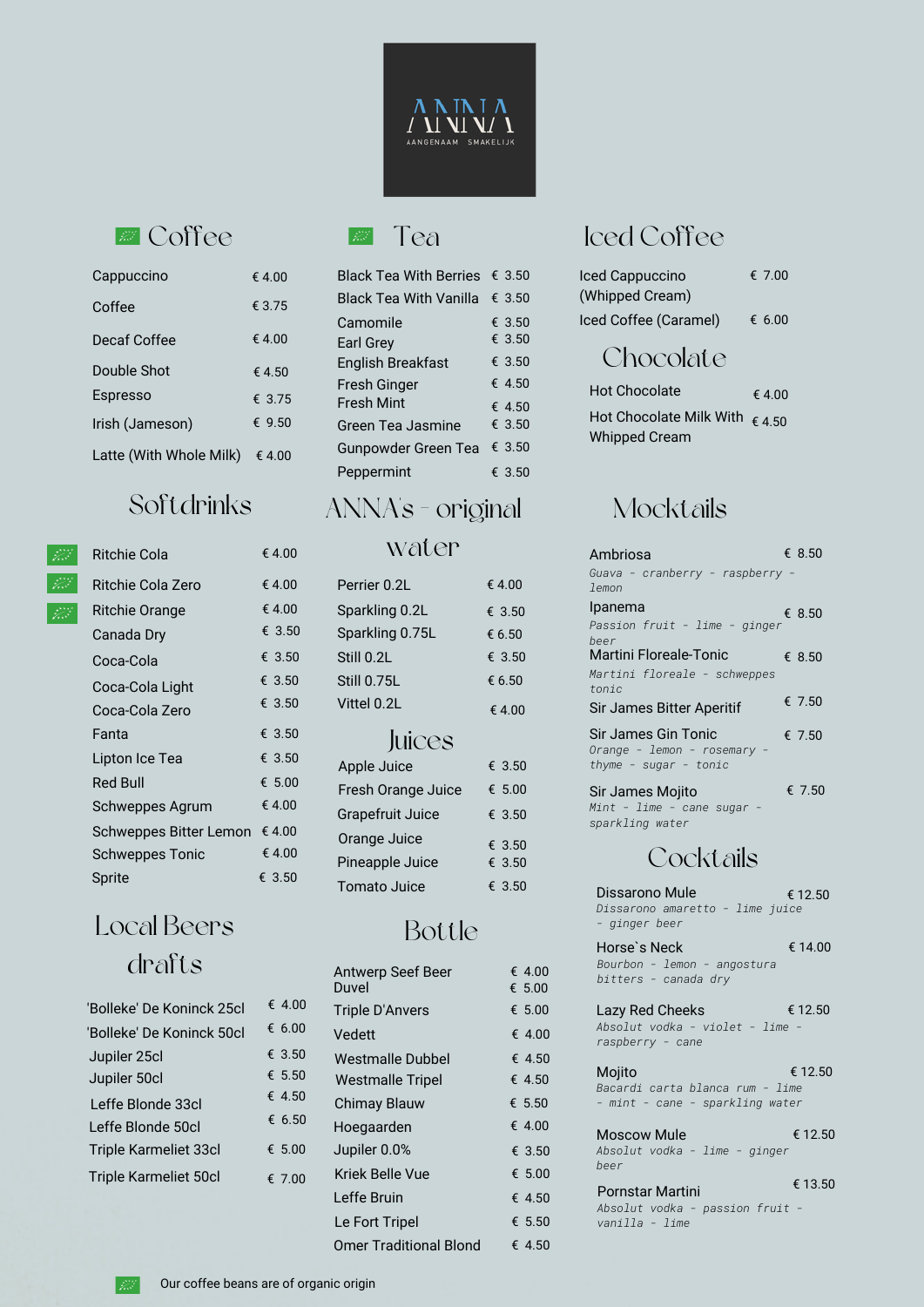# ANNA

AANGENAAM SMAKELIJK

## Coffee

| Item | Price |
|---|---|
| Cappuccino | € 4.00 |
| Coffee | € 3.75 |
| Decaf Coffee | € 4.00 |
| Double Shot | € 4.50 |
| Espresso | € 3.75 |
| Irish (Jameson) | € 9.50 |
| Latte (With Whole Milk) | € 4.00 |

## Tea

| Item | Price |
|---|---|
| Black Tea With Berries | € 3.50 |
| Black Tea With Vanilla | € 3.50 |
| Camomile | € 3.50 |
| Earl Grey | € 3.50 |
| English Breakfast | € 3.50 |
| Fresh Ginger | € 4.50 |
| Fresh Mint | € 4.50 |
| Green Tea Jasmine | € 3.50 |
| Gunpowder Green Tea | € 3.50 |
| Peppermint | € 3.50 |

## Iced Coffee

| Item | Price |
|---|---|
| Iced Cappuccino (Whipped Cream) | € 7.00 |
| Iced Coffee (Caramel) | € 6.00 |

## Chocolate

| Item | Price |
|---|---|
| Hot Chocolate | € 4.00 |
| Hot Chocolate Milk With Whipped Cream | € 4.50 |

## Softdrinks

| Item | Price |
|---|---|
| Ritchie Cola | € 4.00 |
| Ritchie Cola Zero | € 4.00 |
| Ritchie Orange | € 4.00 |
| Canada Dry | € 3.50 |
| Coca-Cola | € 3.50 |
| Coca-Cola Light | € 3.50 |
| Coca-Cola Zero | € 3.50 |
| Fanta | € 3.50 |
| Lipton Ice Tea | € 3.50 |
| Red Bull | € 5.00 |
| Schweppes Agrum | € 4.00 |
| Schweppes Bitter Lemon | € 4.00 |
| Schweppes Tonic | € 4.00 |
| Sprite | € 3.50 |

## ANNA's - original water

| Item | Price |
|---|---|
| Perrier 0.2L | € 4.00 |
| Sparkling 0.2L | € 3.50 |
| Sparkling 0.75L | € 6.50 |
| Still 0.2L | € 3.50 |
| Still 0.75L | € 6.50 |
| Vittel 0.2L | € 4.00 |

## Juices

| Item | Price |
|---|---|
| Apple Juice | € 3.50 |
| Fresh Orange Juice | € 5.00 |
| Grapefruit Juice | € 3.50 |
| Orange Juice | € 3.50 |
| Pineapple Juice | € 3.50 |
| Tomato Juice | € 3.50 |

## Mocktails

| Item | Price |
|---|---|
| Ambriosa<br>*Guava - cranberry - raspberry - lemon* | € 8.50 |
| Ipanema<br>*Passion fruit - lime - ginger beer* | € 8.50 |
| Martini Floreale-Tonic<br>*Martini floreale - schweppes tonic* | € 8.50 |
| Sir James Bitter Aperitif | € 7.50 |
| Sir James Gin Tonic<br>*Orange - lemon - rosemary - thyme - sugar - tonic* | € 7.50 |
| Sir James Mojito<br>*Mint - lime - cane sugar - sparkling water* | € 7.50 |

## Local Beers drafts

| Item | Price |
|---|---|
| 'Bolleke' De Koninck 25cl | € 4.00 |
| 'Bolleke' De Koninck 50cl | € 6.00 |
| Jupiler 25cl | € 3.50 |
| Jupiler 50cl | € 5.50 |
| Leffe Blonde 33cl | € 4.50 |
| Leffe Blonde 50cl | € 6.50 |
| Triple Karmeliet 33cl | € 5.00 |
| Triple Karmeliet 50cl | € 7.00 |

## Bottle

| Item | Price |
|---|---|
| Antwerp Seef Beer | € 4.00 |
| Duvel | € 5.00 |
| Triple D'Anvers | € 5.00 |
| Vedett | € 4.00 |
| Westmalle Dubbel | € 4.50 |
| Westmalle Tripel | € 4.50 |
| Chimay Blauw | € 5.50 |
| Hoegaarden | € 4.00 |
| Jupiler 0.0% | € 3.50 |
| Kriek Belle Vue | € 5.00 |
| Leffe Bruin | € 4.50 |
| Le Fort Tripel | € 5.50 |
| Omer Traditional Blond | € 4.50 |

## Cocktails

| Item | Price |
|---|---|
| Dissarono Mule<br>*Dissarono amaretto - lime juice - ginger beer* | € 12.50 |
| Horse`s Neck<br>*Bourbon - lemon - angostura bitters - canada dry* | € 14.00 |
| Lazy Red Cheeks<br>*Absolut vodka - violet - lime - raspberry - cane* | € 12.50 |
| Mojito<br>*Bacardi carta blanca rum - lime - mint - cane - sparkling water* | € 12.50 |
| Moscow Mule<br>*Absolut vodka - lime - ginger beer* | € 12.50 |
| Pornstar Martini<br>*Absolut vodka - passion fruit - vanilla - lime* | € 13.50 |

Our coffee beans are of organic origin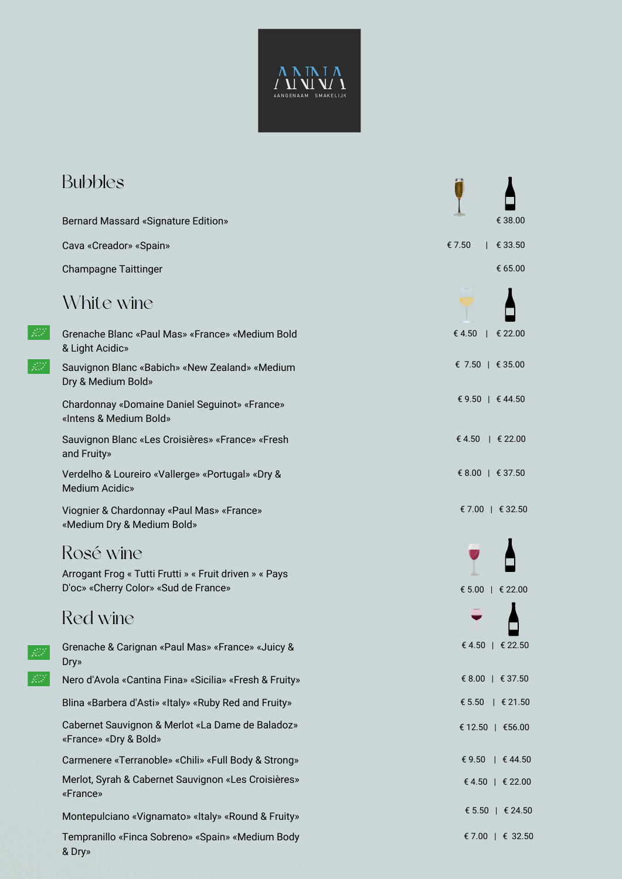ANNA
AANGENAAM SMAKELIJK

## Bubbles

| | Glass | Bottle |
|---|---|---|
| Bernard Massard «Signature Edition» | | € 38.00 |
| Cava «Creador» «Spain» | € 7.50 | € 33.50 |
| Champagne Taittinger | | € 65.00 |

## White wine

| | Glass | Bottle |
|---|---|---|
| Grenache Blanc «Paul Mas» «France» «Medium Bold & Light Acidic» | € 4.50 | € 22.00 |
| Sauvignon Blanc «Babich» «New Zealand» «Medium Dry & Medium Bold» | € 7.50 | € 35.00 |
| Chardonnay «Domaine Daniel Seguinot» «France» «Intens & Medium Bold» | € 9.50 | € 44.50 |
| Sauvignon Blanc «Les Croisières» «France» «Fresh and Fruity» | € 4.50 | € 22.00 |
| Verdelho & Loureiro «Vallerge» «Portugal» «Dry & Medium Acidic» | € 8.00 | € 37.50 |
| Viognier & Chardonnay «Paul Mas» «France» «Medium Dry & Medium Bold» | € 7.00 | € 32.50 |

## Rosé wine

| | Glass | Bottle |
|---|---|---|
| Arrogant Frog « Tutti Frutti » « Fruit driven » « Pays D'oc» «Cherry Color» «Sud de France» | € 5.00 | € 22.00 |

## Red wine

| | Glass | Bottle |
|---|---|---|
| Grenache & Carignan «Paul Mas» «France» «Juicy & Dry» | € 4.50 | € 22.50 |
| Nero d'Avola «Cantina Fina» «Sicilia» «Fresh & Fruity» | € 8.00 | € 37.50 |
| Blina «Barbera d'Asti» «Italy» «Ruby Red and Fruity» | € 5.50 | € 21.50 |
| Cabernet Sauvignon & Merlot «La Dame de Baladoz» «France» «Dry & Bold» | € 12.50 | €56.00 |
| Carmenere «Terranoble» «Chili» «Full Body & Strong» | € 9.50 | € 44.50 |
| Merlot, Syrah & Cabernet Sauvignon «Les Croisières» «France» | € 4.50 | € 22.00 |
| Montepulciano «Vignamato» «Italy» «Round & Fruity» | € 5.50 | € 24.50 |
| Tempranillo «Finca Sobreno» «Spain» «Medium Body & Dry» | € 7.00 | € 32.50 |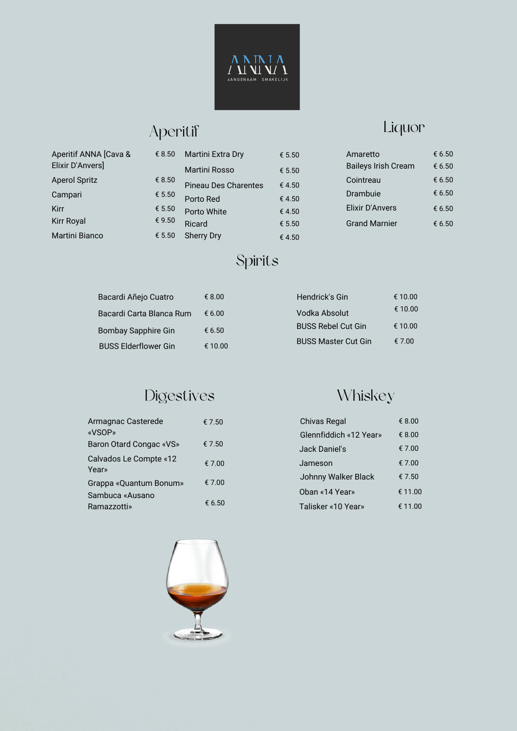ANNA
AANGENAAM SMAKELIJK

## Aperitif

| Item | Price |
|---|---|
| Aperitif ANNA [Cava & Elixir D'Anvers] | € 8.50 |
| Aperol Spritz | € 8.50 |
| Campari | € 5.50 |
| Kirr | € 5.50 |
| Kirr Royal | € 9.50 |
| Martini Bianco | € 5.50 |
| Martini Extra Dry | € 5.50 |
| Martini Rosso | € 5.50 |
| Pineau Des Charentes | € 4.50 |
| Porto Red | € 4.50 |
| Porto White | € 4.50 |
| Ricard | € 5.50 |
| Sherry Dry | € 4.50 |

## Liquor

| Item | Price |
|---|---|
| Amaretto | € 6.50 |
| Baileys Irish Cream | € 6.50 |
| Cointreau | € 6.50 |
| Drambuie | € 6.50 |
| Elixir D'Anvers | € 6.50 |
| Grand Marnier | € 6.50 |

## Spirits

| Item | Price |
|---|---|
| Bacardi Añejo Cuatro | € 8.00 |
| Bacardi Carta Blanca Rum | € 6.00 |
| Bombay Sapphire Gin | € 6.50 |
| BUSS Elderflower Gin | € 10.00 |
| Hendrick's Gin | € 10.00 |
| Vodka Absolut | € 10.00 |
| BUSS Rebel Cut Gin | € 10.00 |
| BUSS Master Cut Gin | € 7.00 |

## Digestives

| Item | Price |
|---|---|
| Armagnac Casterede «VSOP» | € 7.50 |
| Baron Otard Congac «VS» | € 7.50 |
| Calvados Le Compte «12 Year» | € 7.00 |
| Grappa «Quantum Bonum» | € 7.00 |
| Sambuca «Ausano Ramazzotti» | € 6.50 |

## Whiskey

| Item | Price |
|---|---|
| Chivas Regal | € 8.00 |
| Glennfiddich «12 Year» | € 8.00 |
| Jack Daniel's | € 7.00 |
| Jameson | € 7.00 |
| Johnny Walker Black | € 7.50 |
| Oban «14 Year» | € 11.00 |
| Talisker «10 Year» | € 11.00 |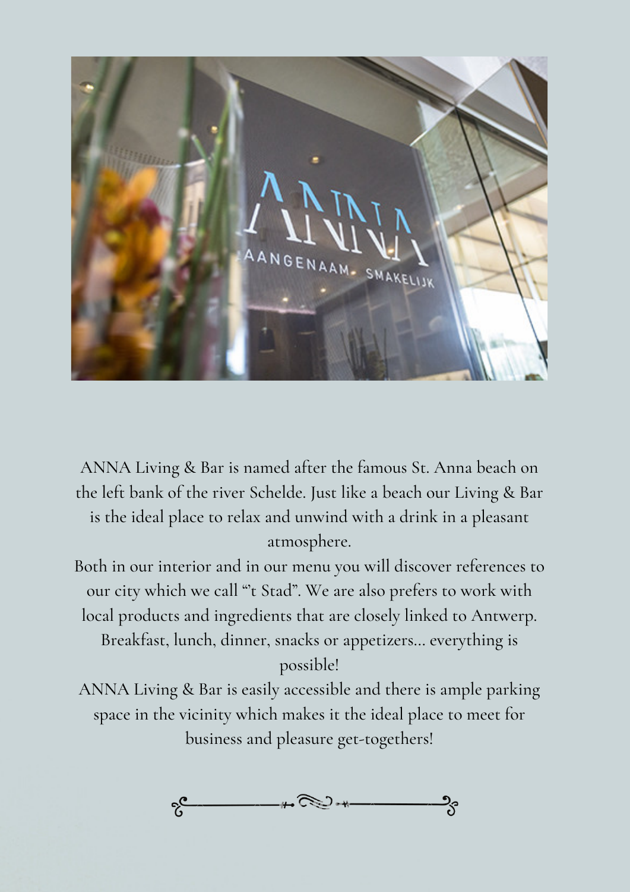ANNA Living & Bar is named after the famous St. Anna beach on the left bank of the river Schelde. Just like a beach our Living & Bar is the ideal place to relax and unwind with a drink in a pleasant atmosphere.

Both in our interior and in our menu you will discover references to our city which we call "'t Stad". We are also prefers to work with local products and ingredients that are closely linked to Antwerp. Breakfast, lunch, dinner, snacks or appetizers... everything is possible!

ANNA Living & Bar is easily accessible and there is ample parking space in the vicinity which makes it the ideal place to meet for business and pleasure get-togethers!